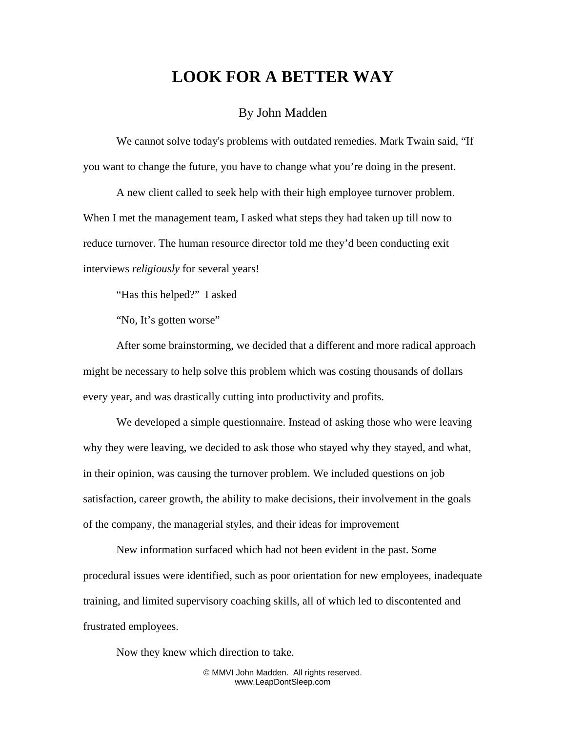# LOOK FOR A BETTER WAY

By John Madden

We cannot solve today's problems with outdated remedies. Mark Twain said, "If you want to change the future, you have to change what you're doing in the present.

A new client called to seek help with their high employee turnover problem. When I met the management team, I asked what steps they had taken up till now to reduce turnover. The human resource director told me they'd been conducting exit interviews *religiously* for several years!

"Has this helped?" I asked

"No, It's gotten worse"

After some brainstorming, we decided that a different and more radical approach might be necessary to help solve this problem which was costing thousands of dollars every year, and was drastically cutting into productivity and profits.

We developed a simple questionnaire. Instead of asking those who were leaving why they were leaving, we decided to ask those who stayed why they stayed, and what, in their opinion, was causing the turnover problem. We included questions on job satisfaction, career growth, the ability to make decisions, their involvement in the goals of the company, the managerial styles, and their ideas for improvement

New information surfaced which had not been evident in the past. Some procedural issues were identified, such as poor orientation for new employees, inadequate training, and limited supervisory coaching skills, all of which led to discontented and frustrated employees.

Now they knew which direction to take.

© MMVI John Madden. All rights reserved.
www.LeapDontSleep.com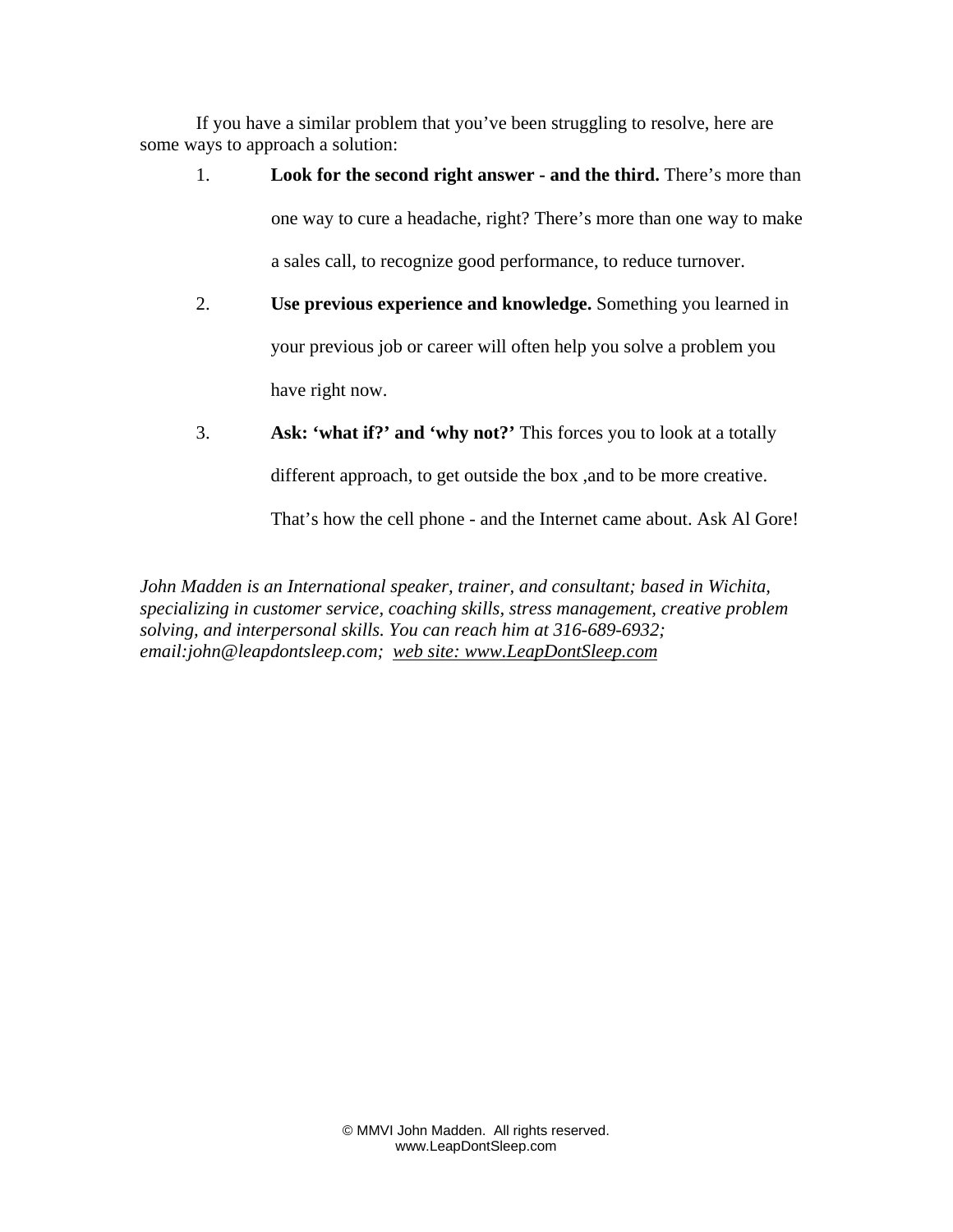If you have a similar problem that you've been struggling to resolve, here are some ways to approach a solution:

1. **Look for the second right answer - and the third.** There's more than one way to cure a headache, right? There's more than one way to make a sales call, to recognize good performance, to reduce turnover.
2. **Use previous experience and knowledge.** Something you learned in your previous job or career will often help you solve a problem you have right now.
3. **Ask: 'what if?' and 'why not?'** This forces you to look at a totally different approach, to get outside the box ,and to be more creative. That's how the cell phone - and the Internet came about. Ask Al Gore!

*John Madden is an International speaker, trainer, and consultant; based in Wichita, specializing in customer service, coaching skills, stress management, creative problem solving, and interpersonal skills. You can reach him at 316-689-6932; email:john@leapdontsleep.com; web site: www.LeapDontSleep.com*

© MMVI John Madden. All rights reserved.
www.LeapDontSleep.com